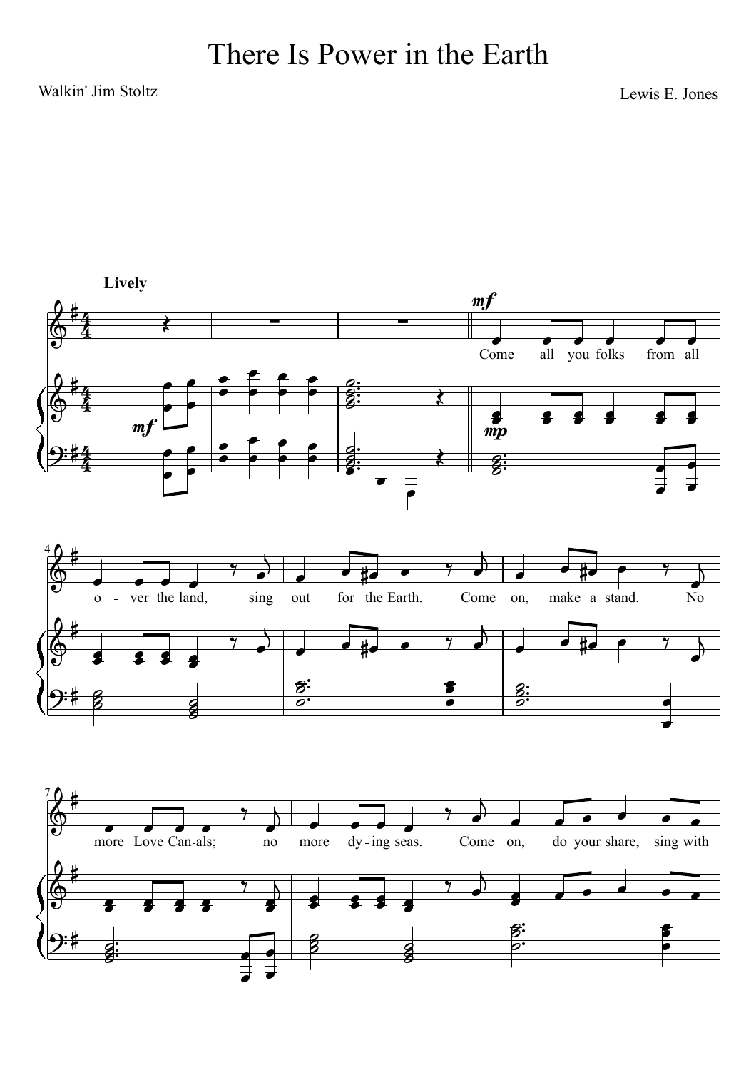# There Is Power in the Earth

Walkin' Jim Stoltz

Lewis E. Jones

**Lively**

Come all you folks from all o - ver the land, sing out for the Earth. Come on, make a stand. No more Love Can-als; no more dy - ing seas. Come on, do your share, sing with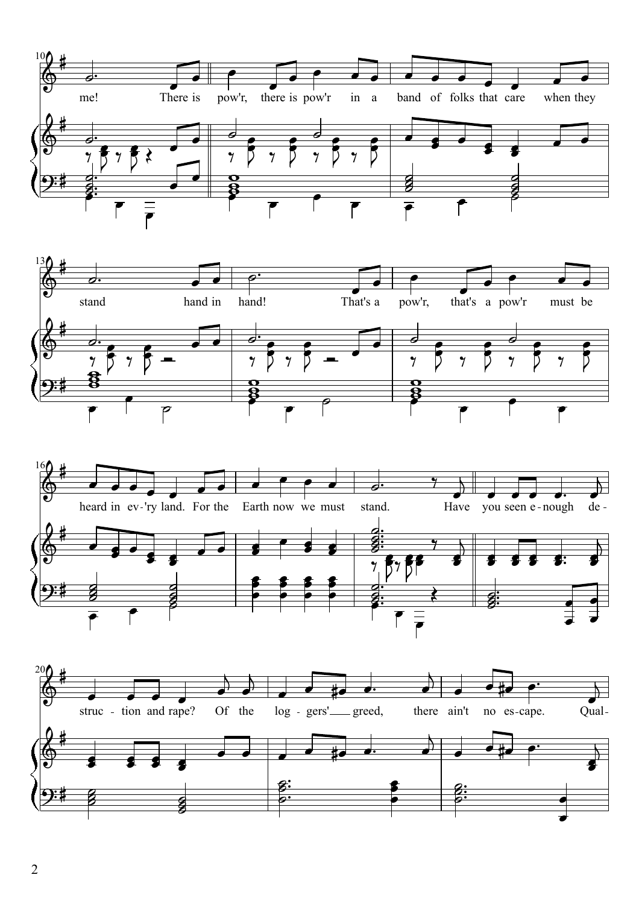me! There is pow'r, there is pow'r in a band of folks that care when they

stand hand in hand! That's a pow'r, that's a pow'r must be

heard in ev-'ry land. For the Earth now we must stand. Have you seen e-nough de-

struc-tion and rape? Of the log-gers' greed, there ain't no es-cape. Qual-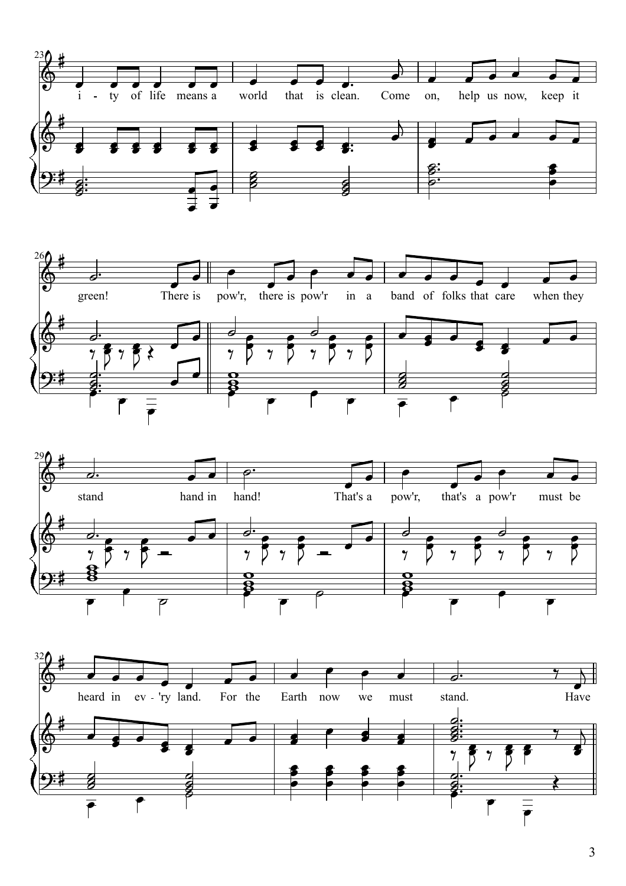i - ty of life means a world that is clean. Come on, help us now, keep it green! There is pow'r, there is pow'r in a band of folks that care when they stand hand in hand! That's a pow'r, that's a pow'r must be heard in ev - 'ry land. For the Earth now we must stand. Have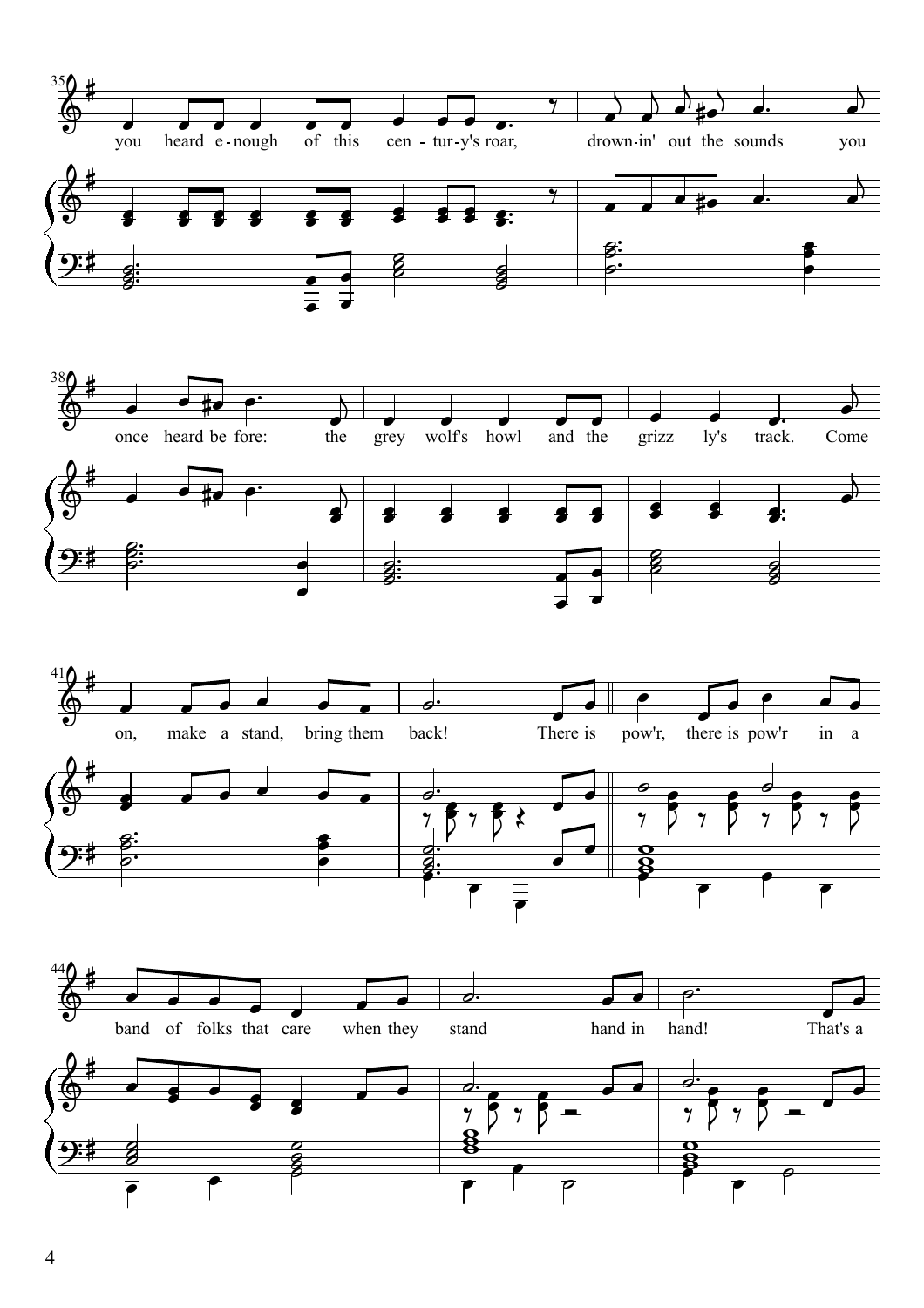you heard e-nough of this cen-tur-y's roar, drown-in' out the sounds you once heard be-fore: the grey wolf's howl and the grizz-ly's track. Come on, make a stand, bring them back! There is pow'r, there is pow'r in a band of folks that care when they stand hand in hand! That's a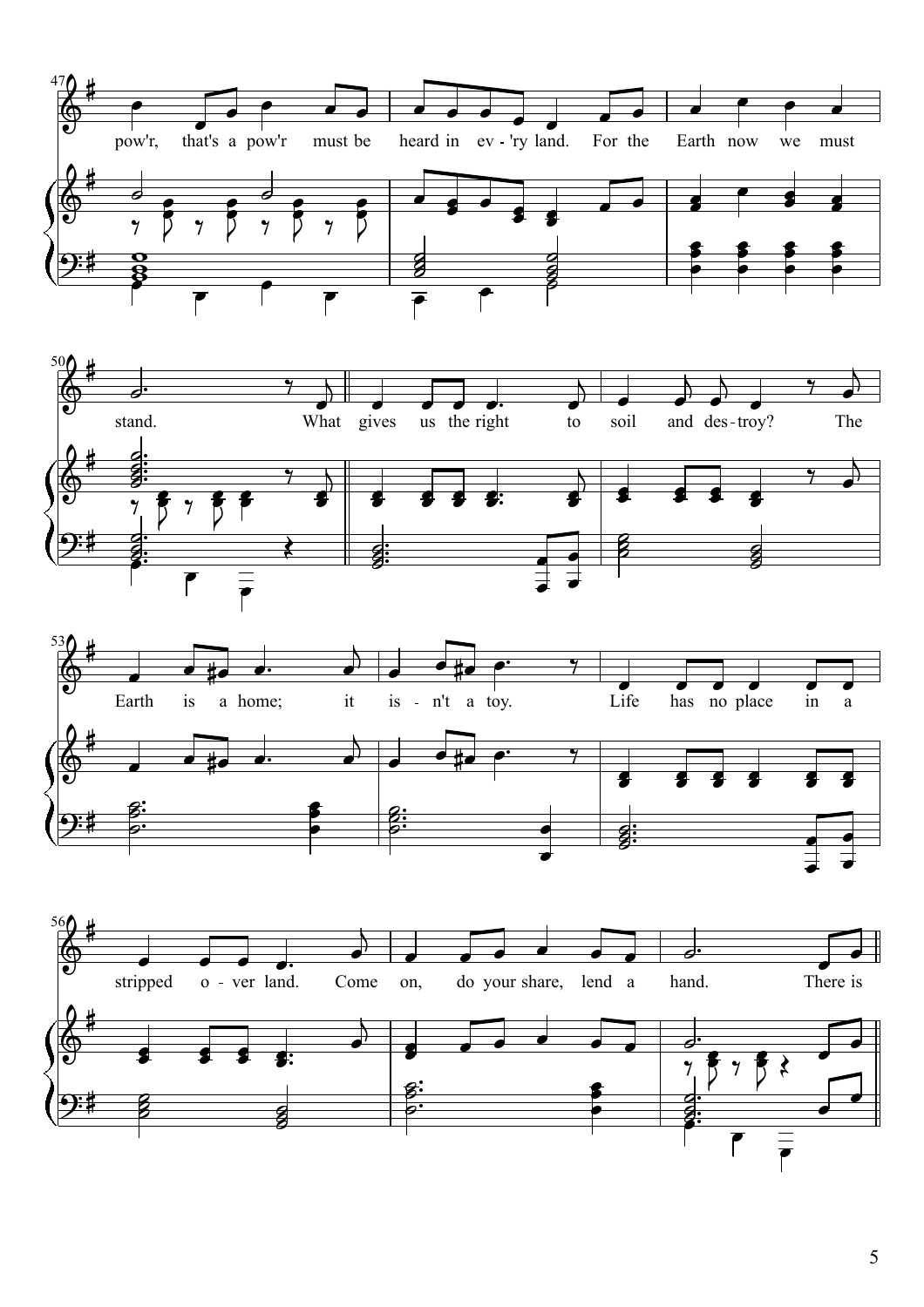pow'r, that's a pow'r must be heard in ev - 'ry land. For the Earth now we must

stand. What gives us the right to soil and des - troy? The

Earth is a home; it is - n't a toy. Life has no place in a

stripped o - ver land. Come on, do your share, lend a hand. There is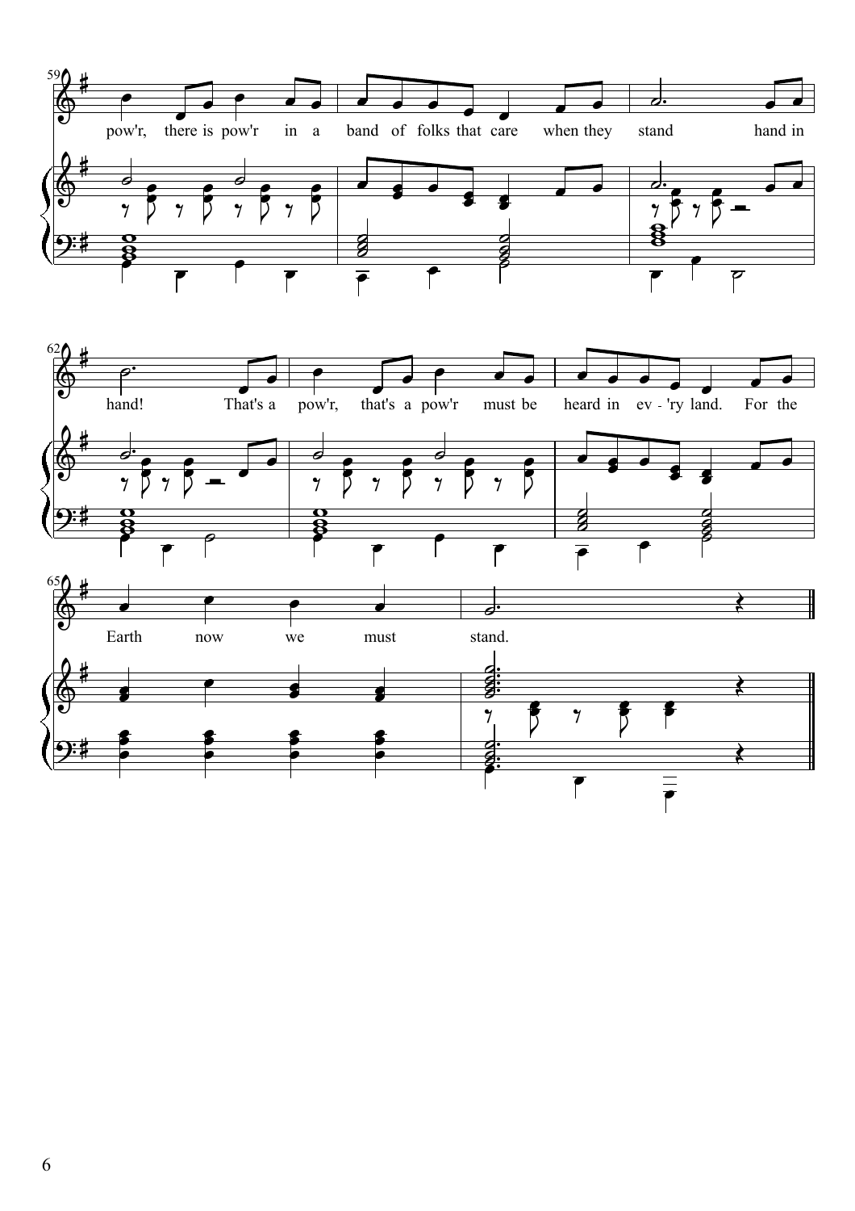pow'r, there is pow'r in a band of folks that care when they stand hand in hand! That's a pow'r, that's a pow'r must be heard in ev - 'ry land. For the Earth now we must stand.